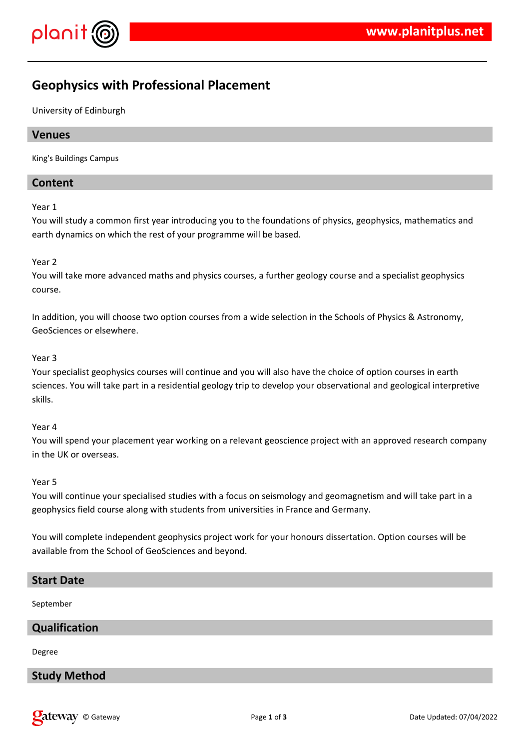# Geophysics with Professional Placement

University of Edinburgh

## Venues

King's Buildings Campus

## Content

Year 1

You will study a common first year introducing you to the foundations of physics, geophysics, mathematics and earth dynamics on which the rest of your programme will be based.

Year 2

You will take more advanced maths and physics courses, a further geology course and a specialist geophysics course.

In addition, you will choose two option courses from a wide selection in the Schools of Physics & Astronomy, GeoSciences or elsewhere.

Year 3

Your specialist geophysics courses will continue and you will also have the choice of option courses in earth sciences. You will take part in a residential geology trip to develop your observational and geological interpretive skills.

Year 4

You will spend your placement year working on a relevant geoscience project with an approved research company in the UK or overseas.

Year 5

You will continue your specialised studies with a focus on seismology and geomagnetism and will take part in a geophysics field course along with students from universities in France and Germany.

You will complete independent geophysics project work for your honours dissertation. Option courses will be available from the School of GeoSciences and beyond.

## Start Date

September

## Qualification

Degree

## Study Method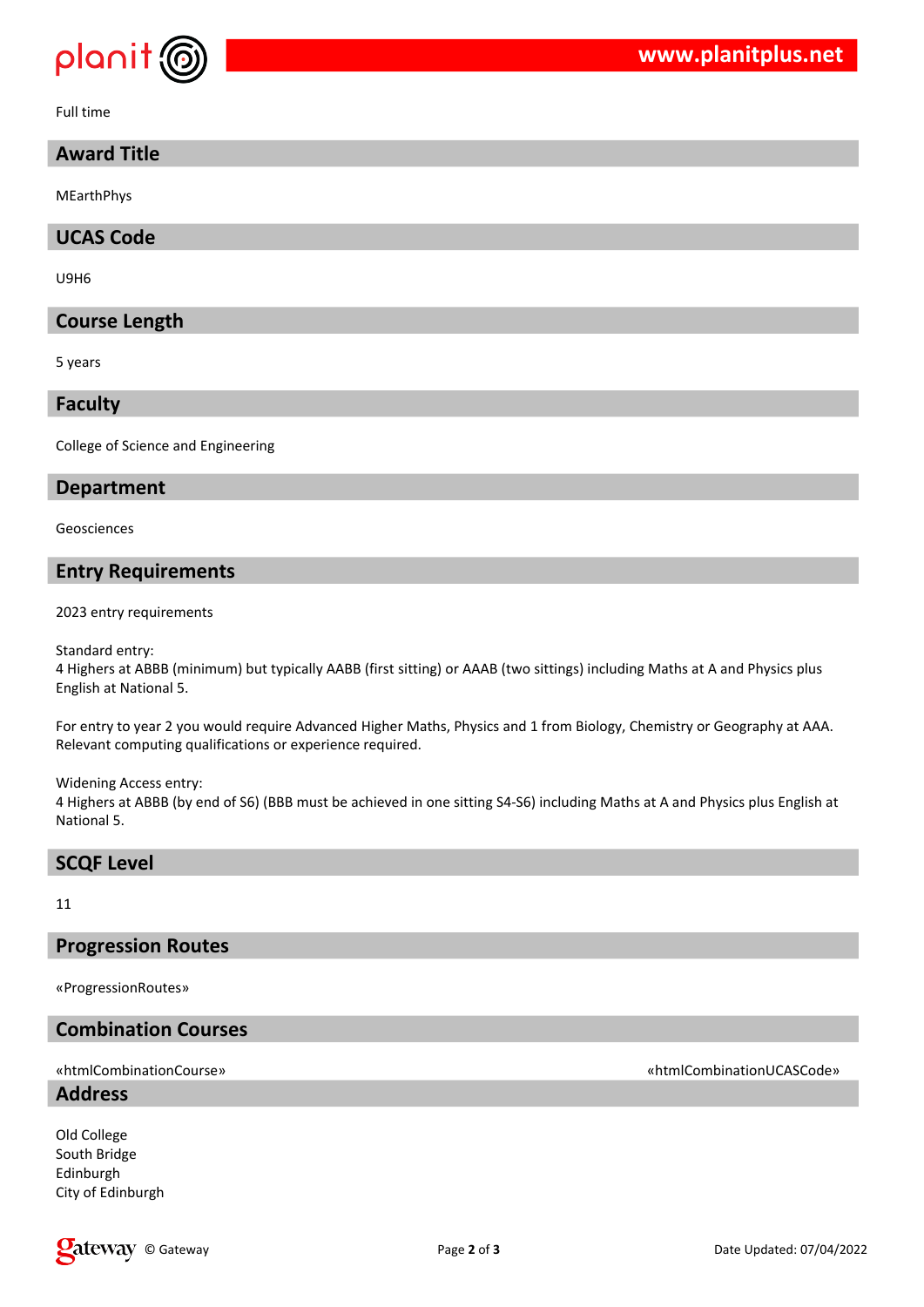Full time

## Award Title

MEarthPhys

## UCAS Code

U9H6

## Course Length

5 years

## Faculty

College of Science and Engineering

## Department

Geosciences

## Entry Requirements

2023 entry requirements

Standard entry:
4 Highers at ABBB (minimum) but typically AABB (first sitting) or AAAB (two sittings) including Maths at A and Physics plus English at National 5.

For entry to year 2 you would require Advanced Higher Maths, Physics and 1 from Biology, Chemistry or Geography at AAA. Relevant computing qualifications or experience required.

Widening Access entry:
4 Highers at ABBB (by end of S6) (BBB must be achieved in one sitting S4-S6) including Maths at A and Physics plus English at National 5.

## SCQF Level

11

## Progression Routes

«ProgressionRoutes»

## Combination Courses

«htmlCombinationCourse» «htmlCombinationUCASCode»

## Address

Old College
South Bridge
Edinburgh
City of Edinburgh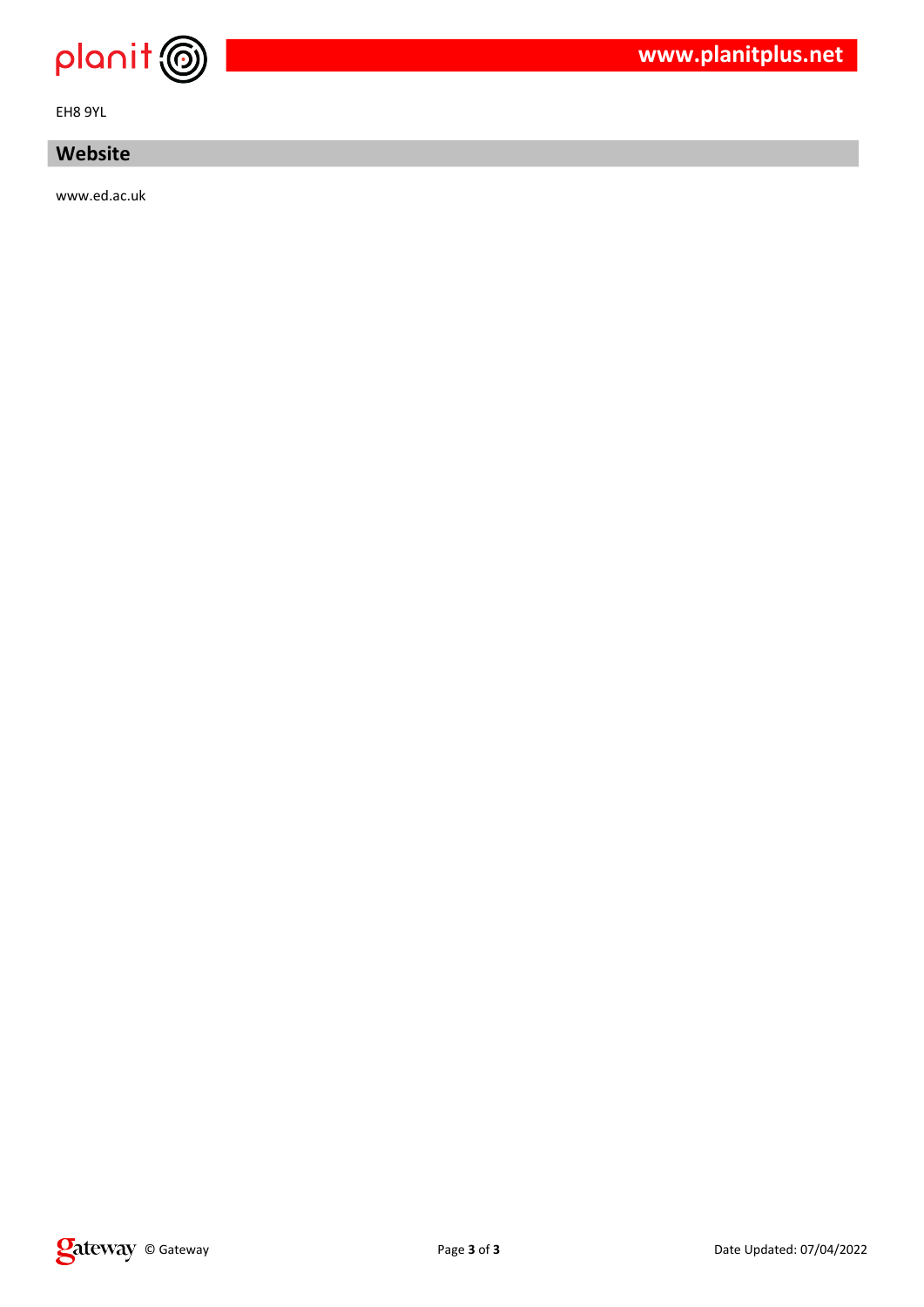EH8 9YL

## Website

www.ed.ac.uk